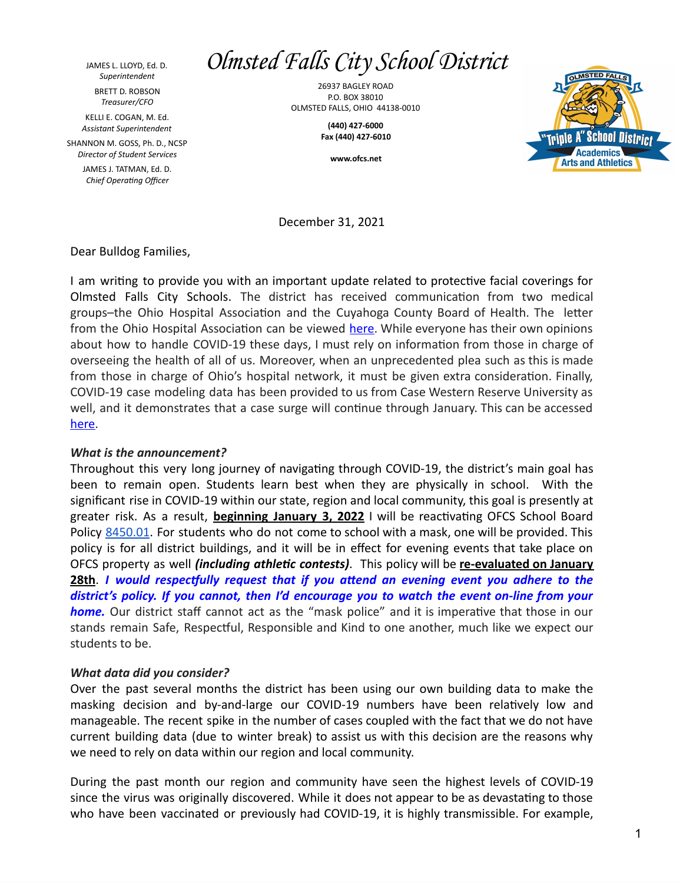JAMES L. LLOYD, Ed. D.
*Superintendent*

BRETT D. ROBSON
*Treasurer/CFO*

KELLI E. COGAN, M. Ed.
*Assistant Superintendent*

SHANNON M. GOSS, Ph. D., NCSP
*Director of Student Services*

JAMES J. TATMAN, Ed. D.
*Chief Operating Officer*

# *Olmsted Falls City School District*

26937 BAGLEY ROAD
P.O. BOX 38010
OLMSTED FALLS, OHIO 44138-0010

**(440) 427-6000**
**Fax (440) 427-6010**

**www.ofcs.net**

OLMSTED FALLS "Triple A" School District Academics Arts and Athletics

December 31, 2021

Dear Bulldog Families,

I am writing to provide you with an important update related to protective facial coverings for Olmsted Falls City Schools. The district has received communication from two medical groups–the Ohio Hospital Association and the Cuyahoga County Board of Health. The letter from the Ohio Hospital Association can be viewed here. While everyone has their own opinions about how to handle COVID-19 these days, I must rely on information from those in charge of overseeing the health of all of us. Moreover, when an unprecedented plea such as this is made from those in charge of Ohio's hospital network, it must be given extra consideration. Finally, COVID-19 case modeling data has been provided to us from Case Western Reserve University as well, and it demonstrates that a case surge will continue through January. This can be accessed here.

***What is the announcement?***

Throughout this very long journey of navigating through COVID-19, the district's main goal has been to remain open. Students learn best when they are physically in school. With the significant rise in COVID-19 within our state, region and local community, this goal is presently at greater risk. As a result, **beginning January 3, 2022** I will be reactivating OFCS School Board Policy 8450.01. For students who do not come to school with a mask, one will be provided. This policy is for all district buildings, and it will be in effect for evening events that take place on OFCS property as well ***(including athletic contests)***. This policy will be **re-evaluated on January 28th**. ***I would respectfully request that if you attend an evening event you adhere to the district's policy. If you cannot, then I'd encourage you to watch the event on-line from your home.*** Our district staff cannot act as the "mask police" and it is imperative that those in our stands remain Safe, Respectful, Responsible and Kind to one another, much like we expect our students to be.

***What data did you consider?***

Over the past several months the district has been using our own building data to make the masking decision and by-and-large our COVID-19 numbers have been relatively low and manageable. The recent spike in the number of cases coupled with the fact that we do not have current building data (due to winter break) to assist us with this decision are the reasons why we need to rely on data within our region and local community.

During the past month our region and community have seen the highest levels of COVID-19 since the virus was originally discovered. While it does not appear to be as devastating to those who have been vaccinated or previously had COVID-19, it is highly transmissible. For example,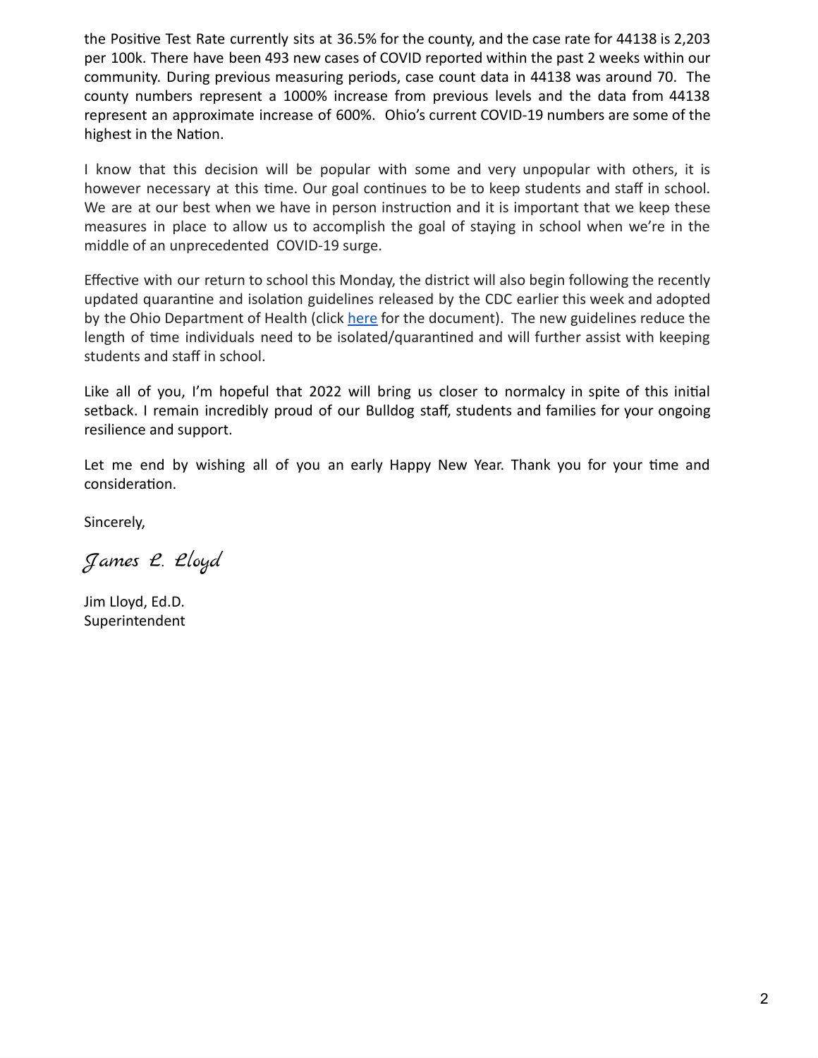the Positive Test Rate currently sits at 36.5% for the county, and the case rate for 44138 is 2,203 per 100k. There have been 493 new cases of COVID reported within the past 2 weeks within our community. During previous measuring periods, case count data in 44138 was around 70. The county numbers represent a 1000% increase from previous levels and the data from 44138 represent an approximate increase of 600%. Ohio's current COVID-19 numbers are some of the highest in the Nation.

I know that this decision will be popular with some and very unpopular with others, it is however necessary at this time. Our goal continues to be to keep students and staff in school. We are at our best when we have in person instruction and it is important that we keep these measures in place to allow us to accomplish the goal of staying in school when we're in the middle of an unprecedented COVID-19 surge.

Effective with our return to school this Monday, the district will also begin following the recently updated quarantine and isolation guidelines released by the CDC earlier this week and adopted by the Ohio Department of Health (click here for the document). The new guidelines reduce the length of time individuals need to be isolated/quarantined and will further assist with keeping students and staff in school.

Like all of you, I'm hopeful that 2022 will bring us closer to normalcy in spite of this initial setback. I remain incredibly proud of our Bulldog staff, students and families for your ongoing resilience and support.

Let me end by wishing all of you an early Happy New Year. Thank you for your time and consideration.

Sincerely,

*James L. Lloyd*

Jim Lloyd, Ed.D.
Superintendent